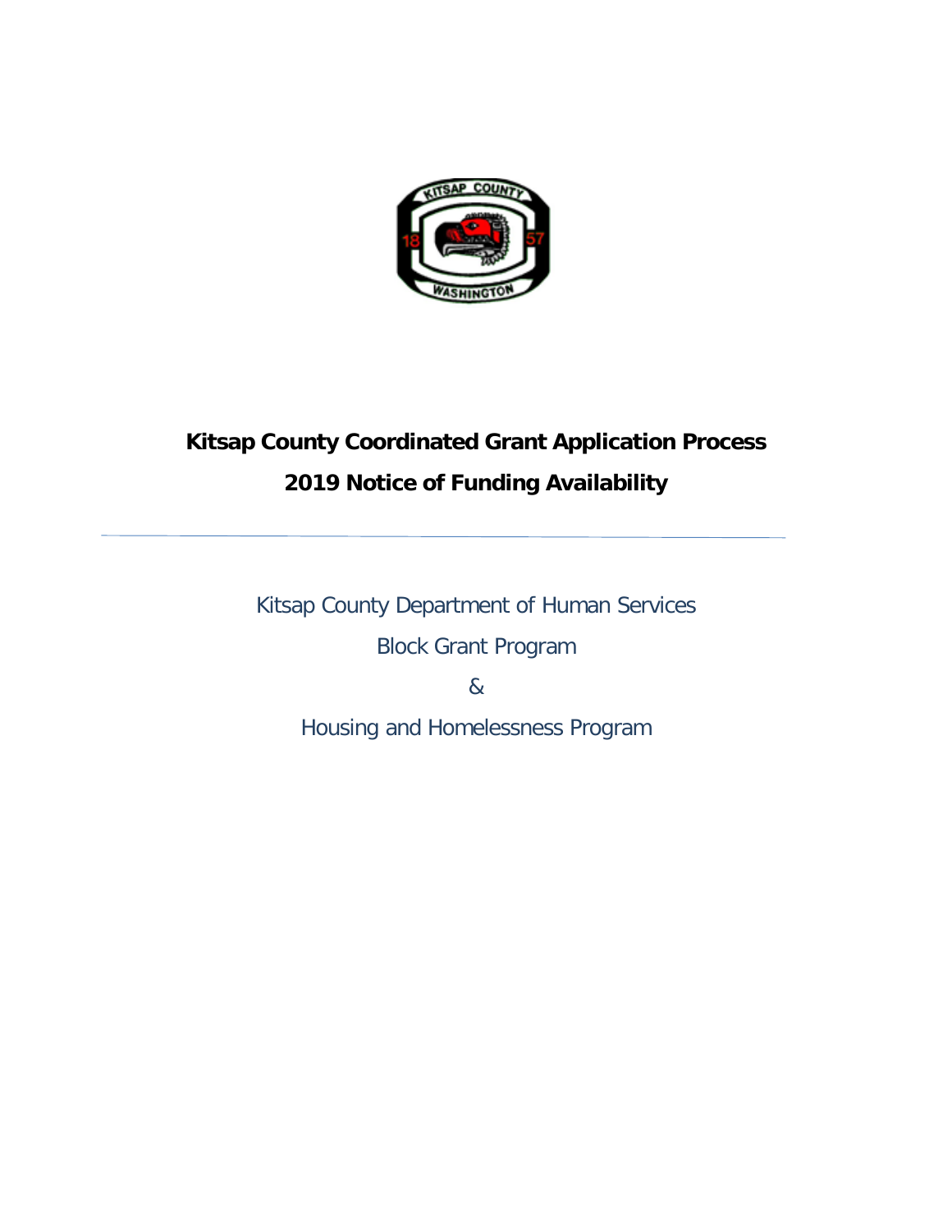# Kitsap County Coordinated Grant Application Process

## 2019 Notice of Funding Availability

---

Kitsap County Department of Human Services

Block Grant Program

&

Housing and Homelessness Program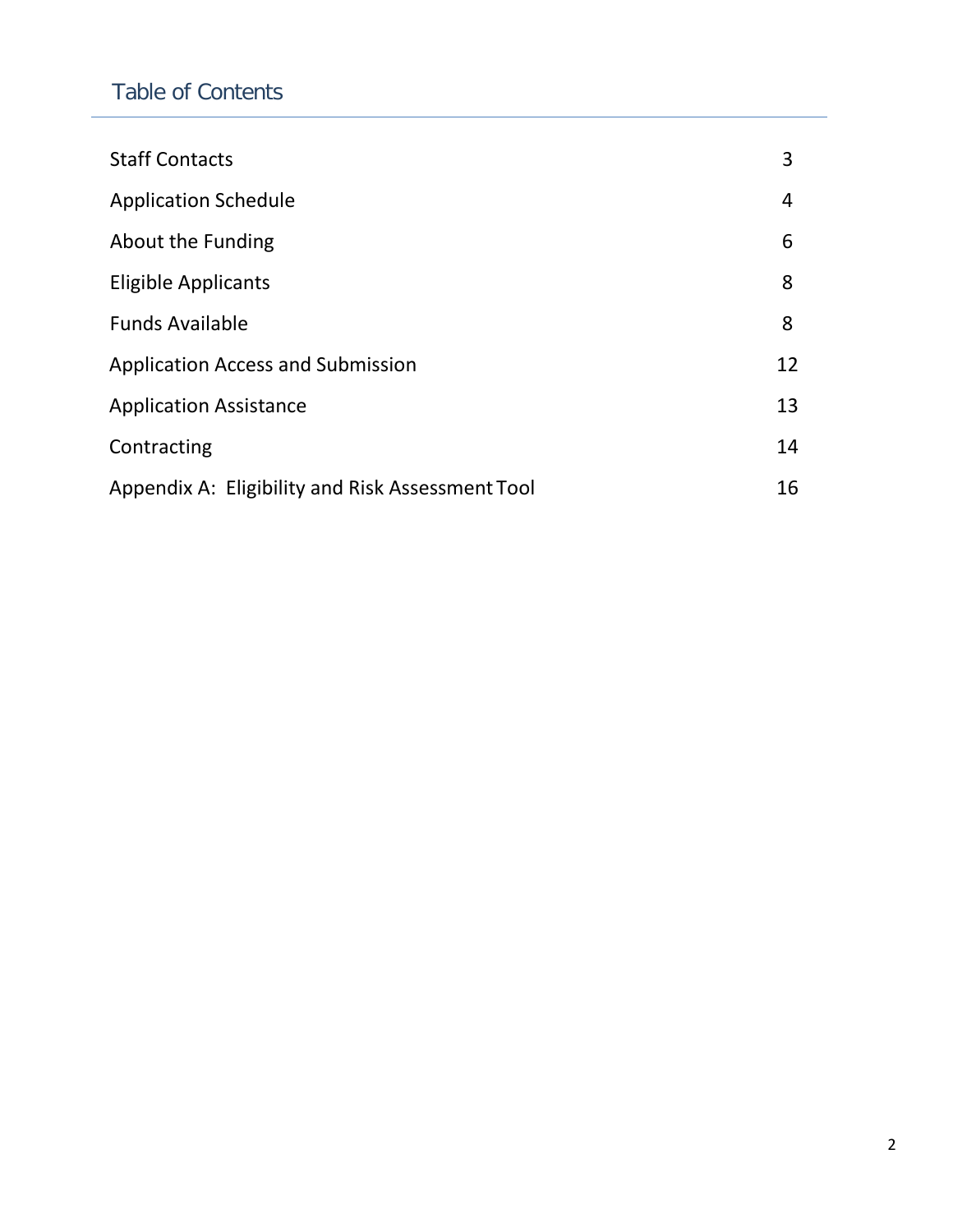## Table of Contents

| | |
|---|---|
| Staff Contacts | 3 |
| Application Schedule | 4 |
| About the Funding | 6 |
| Eligible Applicants | 8 |
| Funds Available | 8 |
| Application Access and Submission | 12 |
| Application Assistance | 13 |
| Contracting | 14 |
| Appendix A: Eligibility and Risk Assessment Tool | 16 |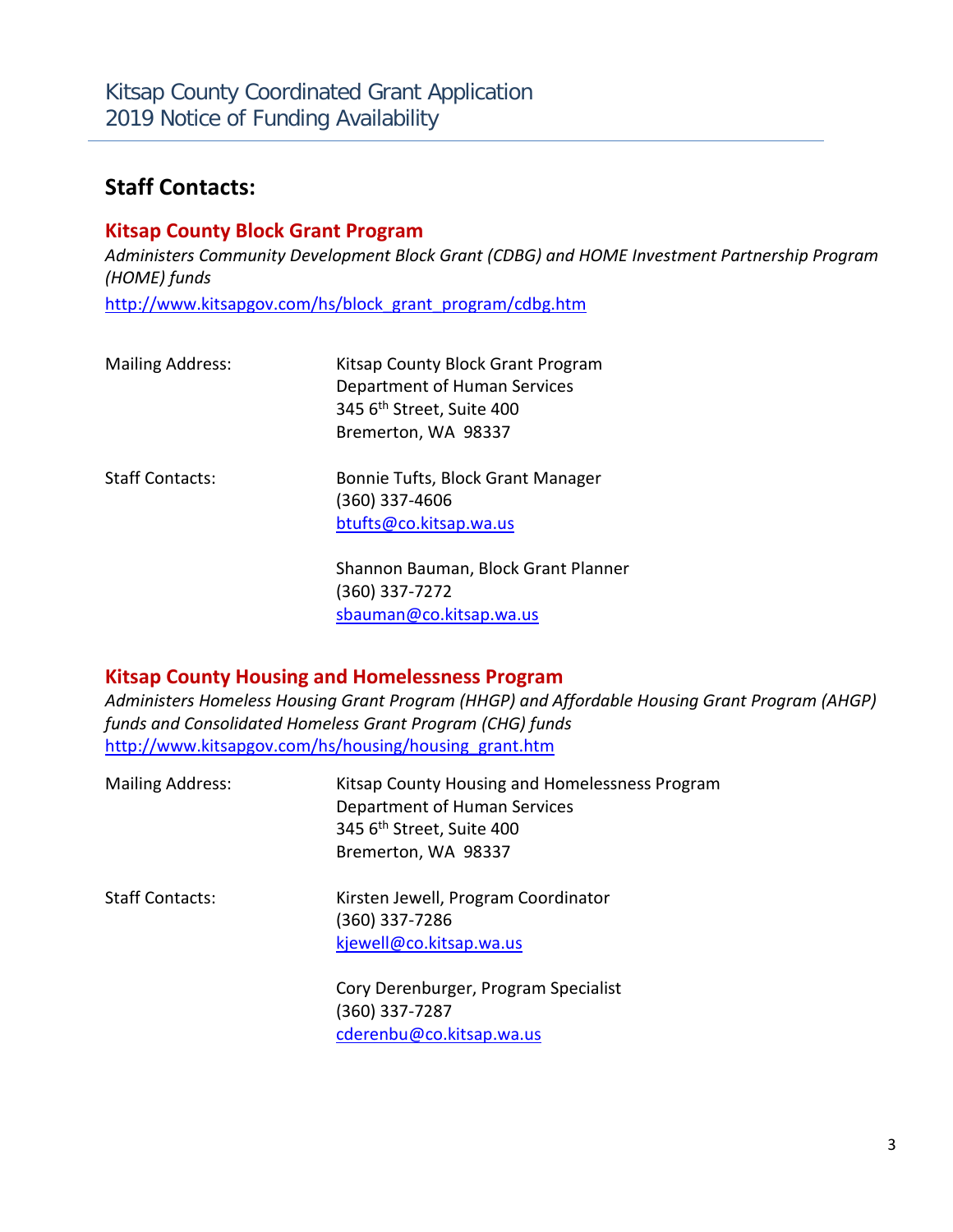## Staff Contacts:

### Kitsap County Block Grant Program

*Administers Community Development Block Grant (CDBG) and HOME Investment Partnership Program (HOME) funds*

http://www.kitsapgov.com/hs/block_grant_program/cdbg.htm

| | |
|---|---|
| Mailing Address: | Kitsap County Block Grant Program<br>Department of Human Services<br>345 6th Street, Suite 400<br>Bremerton, WA 98337 |
| Staff Contacts: | Bonnie Tufts, Block Grant Manager<br>(360) 337-4606<br>btufts@co.kitsap.wa.us |
| | Shannon Bauman, Block Grant Planner<br>(360) 337-7272<br>sbauman@co.kitsap.wa.us |

### Kitsap County Housing and Homelessness Program

*Administers Homeless Housing Grant Program (HHGP) and Affordable Housing Grant Program (AHGP) funds and Consolidated Homeless Grant Program (CHG) funds*

http://www.kitsapgov.com/hs/housing/housing_grant.htm

| | |
|---|---|
| Mailing Address: | Kitsap County Housing and Homelessness Program<br>Department of Human Services<br>345 6th Street, Suite 400<br>Bremerton, WA 98337 |
| Staff Contacts: | Kirsten Jewell, Program Coordinator<br>(360) 337-7286<br>kjewell@co.kitsap.wa.us |
| | Cory Derenburger, Program Specialist<br>(360) 337-7287<br>cderenbu@co.kitsap.wa.us |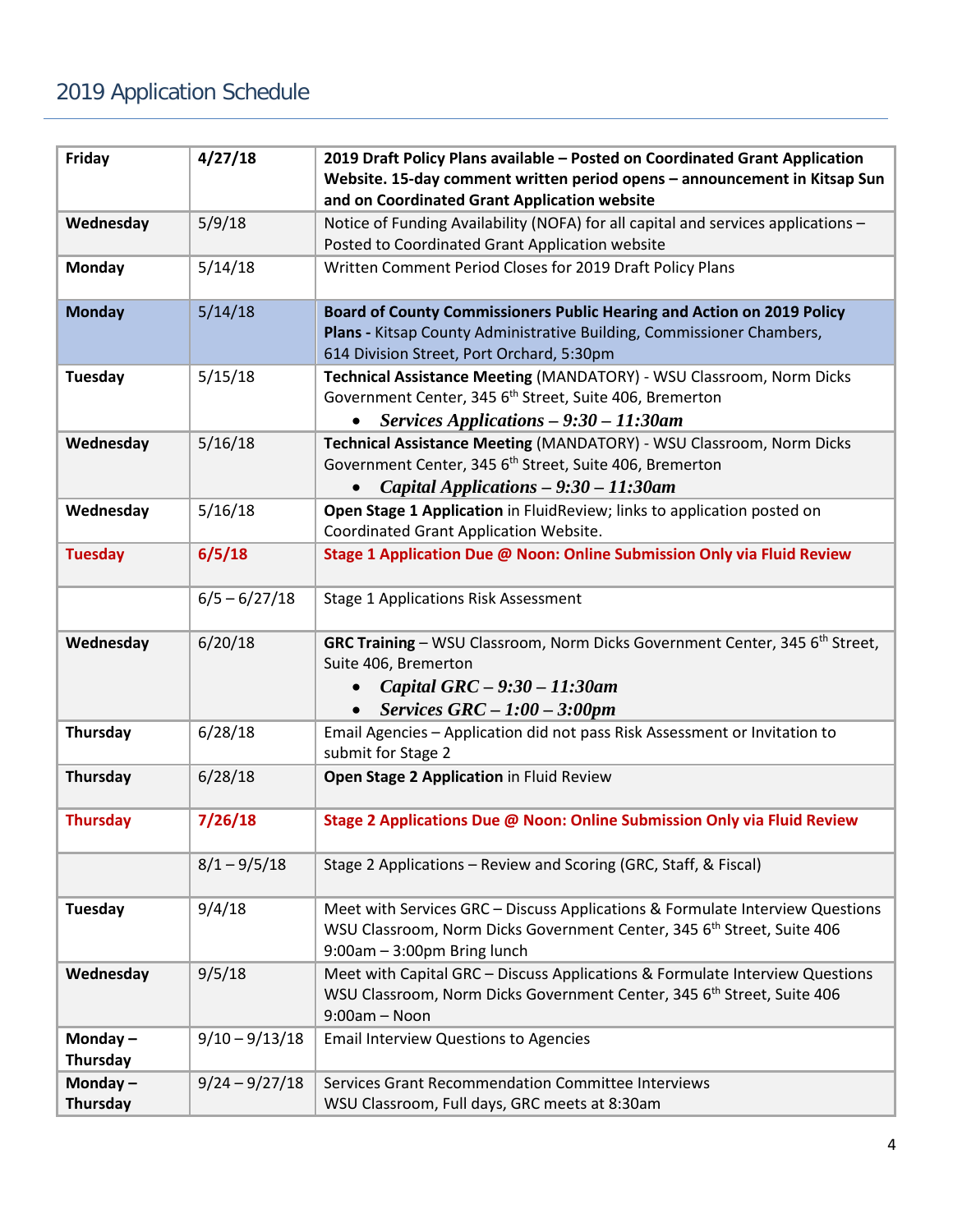## 2019 Application Schedule

| | | |
|---|---|---|
| **Friday** | **4/27/18** | **2019 Draft Policy Plans available – Posted on Coordinated Grant Application Website. 15-day comment written period opens – announcement in Kitsap Sun and on Coordinated Grant Application website** |
| **Wednesday** | 5/9/18 | Notice of Funding Availability (NOFA) for all capital and services applications – Posted to Coordinated Grant Application website |
| **Monday** | 5/14/18 | Written Comment Period Closes for 2019 Draft Policy Plans |
| **Monday** | 5/14/18 | **Board of County Commissioners Public Hearing and Action on 2019 Policy Plans -** Kitsap County Administrative Building, Commissioner Chambers, 614 Division Street, Port Orchard, 5:30pm |
| **Tuesday** | 5/15/18 | **Technical Assistance Meeting** (MANDATORY) - WSU Classroom, Norm Dicks Government Center, 345 6th Street, Suite 406, Bremerton<br>• ***Services Applications – 9:30 – 11:30am*** |
| **Wednesday** | 5/16/18 | **Technical Assistance Meeting** (MANDATORY) - WSU Classroom, Norm Dicks Government Center, 345 6th Street, Suite 406, Bremerton<br>• ***Capital Applications – 9:30 – 11:30am*** |
| **Wednesday** | 5/16/18 | **Open Stage 1 Application** in FluidReview; links to application posted on Coordinated Grant Application Website. |
| **Tuesday** | **6/5/18** | **Stage 1 Application Due @ Noon: Online Submission Only via Fluid Review** |
| | 6/5 – 6/27/18 | Stage 1 Applications Risk Assessment |
| **Wednesday** | 6/20/18 | **GRC Training** – WSU Classroom, Norm Dicks Government Center, 345 6th Street, Suite 406, Bremerton<br>• ***Capital GRC – 9:30 – 11:30am***<br>• ***Services GRC – 1:00 – 3:00pm*** |
| **Thursday** | 6/28/18 | Email Agencies – Application did not pass Risk Assessment or Invitation to submit for Stage 2 |
| **Thursday** | 6/28/18 | **Open Stage 2 Application** in Fluid Review |
| **Thursday** | **7/26/18** | **Stage 2 Applications Due @ Noon: Online Submission Only via Fluid Review** |
| | 8/1 – 9/5/18 | Stage 2 Applications – Review and Scoring (GRC, Staff, & Fiscal) |
| **Tuesday** | 9/4/18 | Meet with Services GRC – Discuss Applications & Formulate Interview Questions WSU Classroom, Norm Dicks Government Center, 345 6th Street, Suite 406 9:00am – 3:00pm Bring lunch |
| **Wednesday** | 9/5/18 | Meet with Capital GRC – Discuss Applications & Formulate Interview Questions WSU Classroom, Norm Dicks Government Center, 345 6th Street, Suite 406 9:00am – Noon |
| **Monday – Thursday** | 9/10 – 9/13/18 | Email Interview Questions to Agencies |
| **Monday – Thursday** | 9/24 – 9/27/18 | Services Grant Recommendation Committee Interviews WSU Classroom, Full days, GRC meets at 8:30am |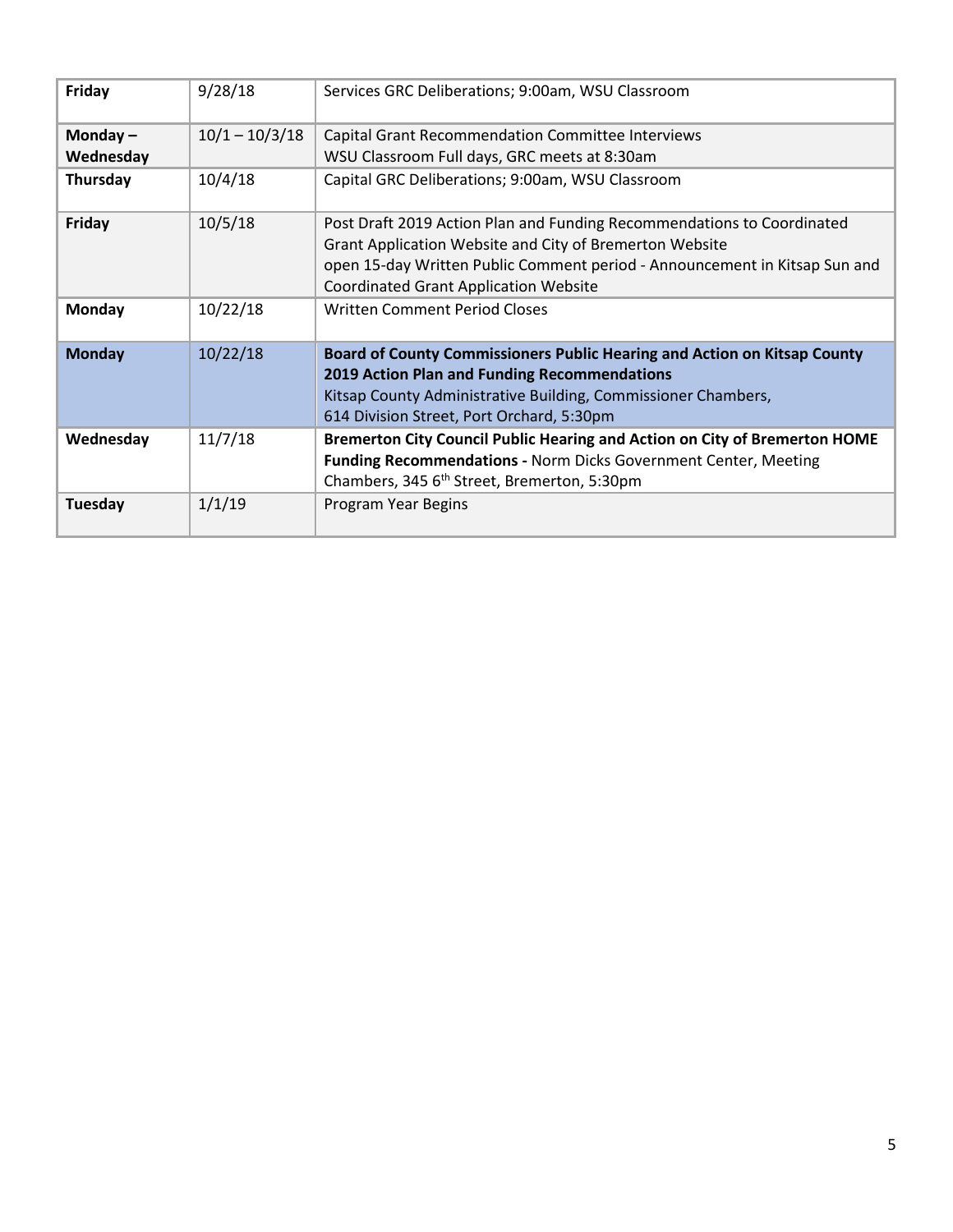| **Friday** | 9/28/18 | Services GRC Deliberations; 9:00am, WSU Classroom |
|---|---|---|
| **Monday – Wednesday** | 10/1 – 10/3/18 | Capital Grant Recommendation Committee Interviews<br>WSU Classroom Full days, GRC meets at 8:30am |
| **Thursday** | 10/4/18 | Capital GRC Deliberations; 9:00am, WSU Classroom |
| **Friday** | 10/5/18 | Post Draft 2019 Action Plan and Funding Recommendations to Coordinated Grant Application Website and City of Bremerton Website<br>open 15-day Written Public Comment period - Announcement in Kitsap Sun and Coordinated Grant Application Website |
| **Monday** | 10/22/18 | Written Comment Period Closes |
| **Monday** | 10/22/18 | **Board of County Commissioners Public Hearing and Action on Kitsap County 2019 Action Plan and Funding Recommendations**<br>Kitsap County Administrative Building, Commissioner Chambers,<br>614 Division Street, Port Orchard, 5:30pm |
| **Wednesday** | 11/7/18 | **Bremerton City Council Public Hearing and Action on City of Bremerton HOME Funding Recommendations -** Norm Dicks Government Center, Meeting Chambers, 345 6th Street, Bremerton, 5:30pm |
| **Tuesday** | 1/1/19 | Program Year Begins |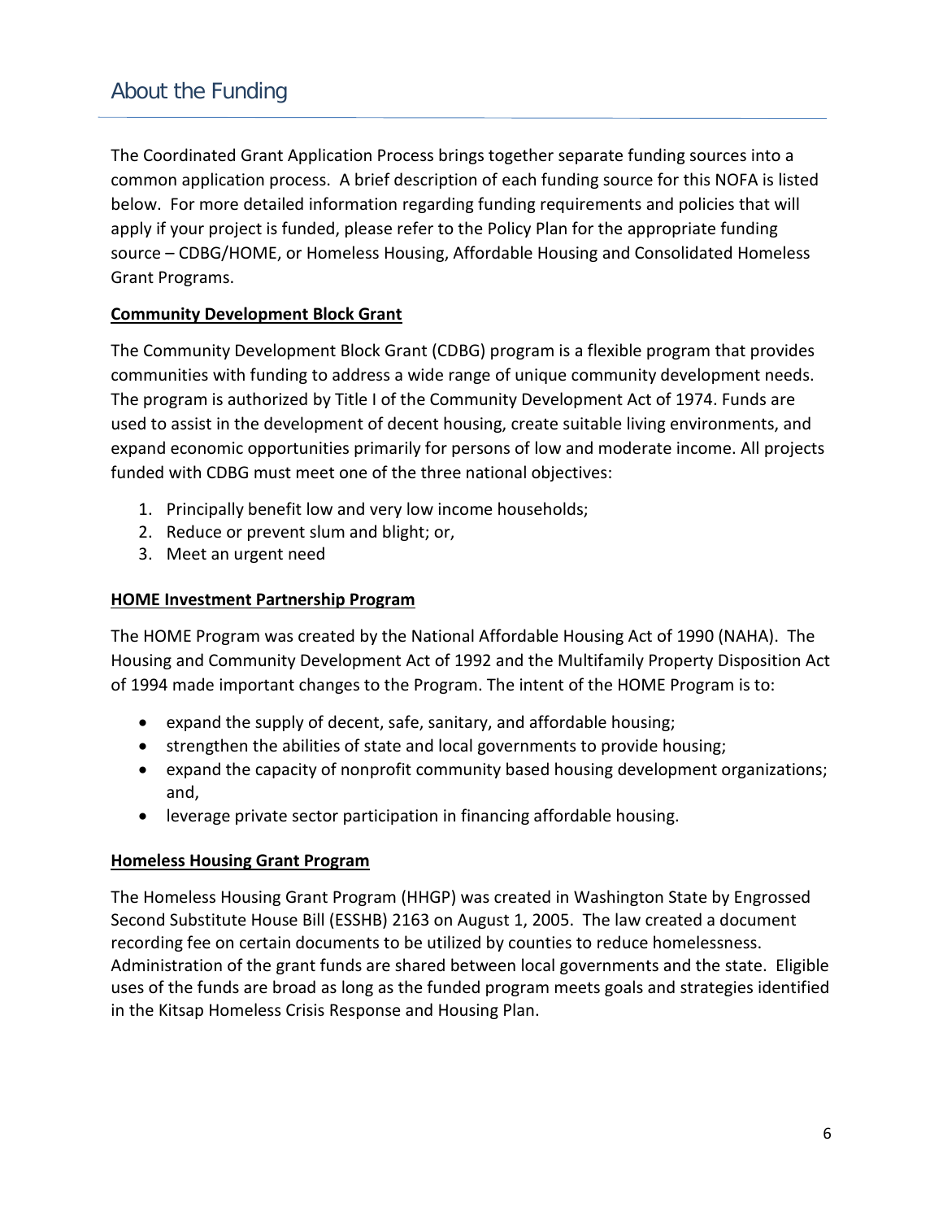# About the Funding

The Coordinated Grant Application Process brings together separate funding sources into a common application process. A brief description of each funding source for this NOFA is listed below. For more detailed information regarding funding requirements and policies that will apply if your project is funded, please refer to the Policy Plan for the appropriate funding source – CDBG/HOME, or Homeless Housing, Affordable Housing and Consolidated Homeless Grant Programs.

## Community Development Block Grant

The Community Development Block Grant (CDBG) program is a flexible program that provides communities with funding to address a wide range of unique community development needs. The program is authorized by Title I of the Community Development Act of 1974. Funds are used to assist in the development of decent housing, create suitable living environments, and expand economic opportunities primarily for persons of low and moderate income. All projects funded with CDBG must meet one of the three national objectives:

1. Principally benefit low and very low income households;
2. Reduce or prevent slum and blight; or,
3. Meet an urgent need

## HOME Investment Partnership Program

The HOME Program was created by the National Affordable Housing Act of 1990 (NAHA). The Housing and Community Development Act of 1992 and the Multifamily Property Disposition Act of 1994 made important changes to the Program. The intent of the HOME Program is to:

- expand the supply of decent, safe, sanitary, and affordable housing;
- strengthen the abilities of state and local governments to provide housing;
- expand the capacity of nonprofit community based housing development organizations; and,
- leverage private sector participation in financing affordable housing.

## Homeless Housing Grant Program

The Homeless Housing Grant Program (HHGP) was created in Washington State by Engrossed Second Substitute House Bill (ESSHB) 2163 on August 1, 2005. The law created a document recording fee on certain documents to be utilized by counties to reduce homelessness. Administration of the grant funds are shared between local governments and the state. Eligible uses of the funds are broad as long as the funded program meets goals and strategies identified in the Kitsap Homeless Crisis Response and Housing Plan.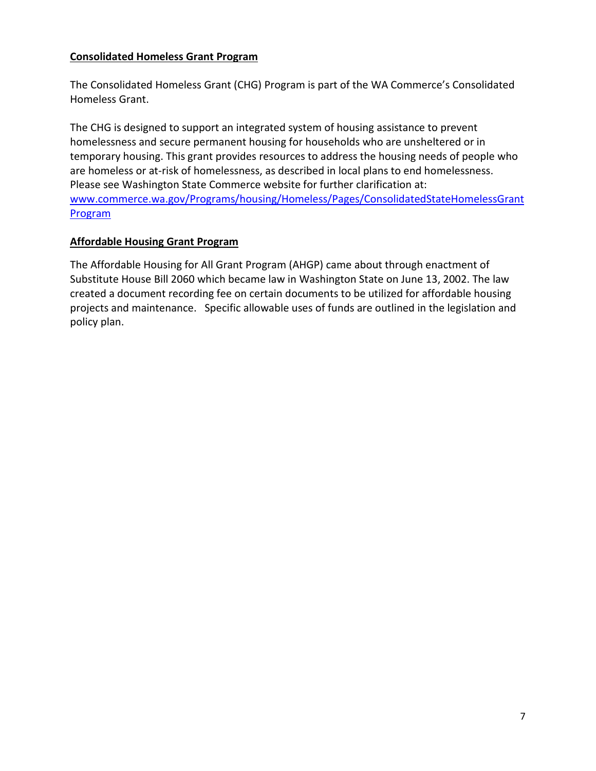**Consolidated Homeless Grant Program**

The Consolidated Homeless Grant (CHG) Program is part of the WA Commerce's Consolidated Homeless Grant.

The CHG is designed to support an integrated system of housing assistance to prevent homelessness and secure permanent housing for households who are unsheltered or in temporary housing. This grant provides resources to address the housing needs of people who are homeless or at-risk of homelessness, as described in local plans to end homelessness. Please see Washington State Commerce website for further clarification at: [www.commerce.wa.gov/Programs/housing/Homeless/Pages/ConsolidatedStateHomelessGrantProgram](www.commerce.wa.gov/Programs/housing/Homeless/Pages/ConsolidatedStateHomelessGrantProgram)

**Affordable Housing Grant Program**

The Affordable Housing for All Grant Program (AHGP) came about through enactment of Substitute House Bill 2060 which became law in Washington State on June 13, 2002. The law created a document recording fee on certain documents to be utilized for affordable housing projects and maintenance. Specific allowable uses of funds are outlined in the legislation and policy plan.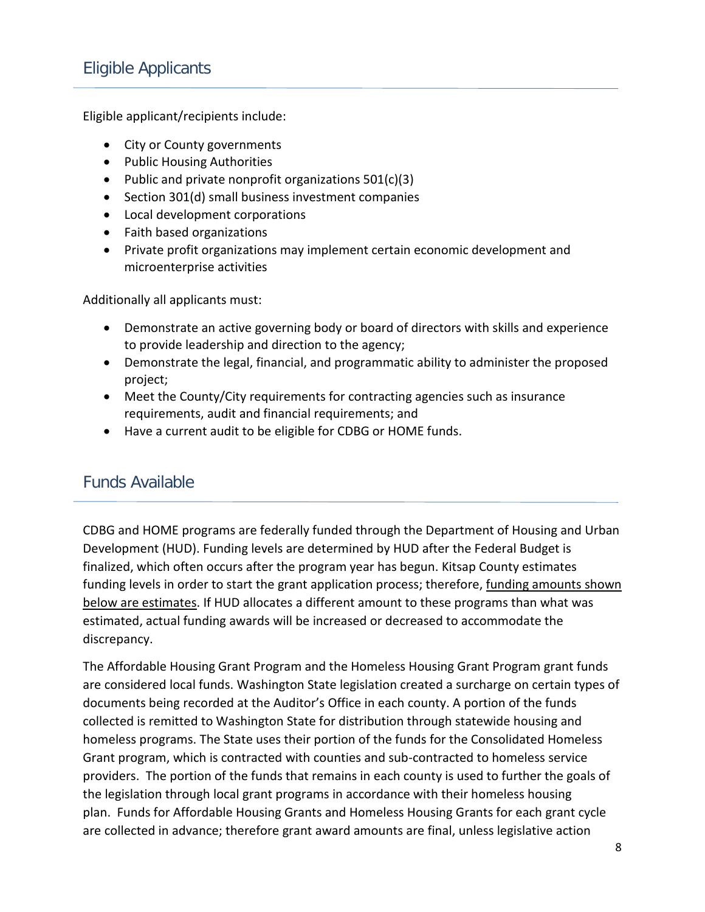## Eligible Applicants

Eligible applicant/recipients include:

- City or County governments
- Public Housing Authorities
- Public and private nonprofit organizations 501(c)(3)
- Section 301(d) small business investment companies
- Local development corporations
- Faith based organizations
- Private profit organizations may implement certain economic development and microenterprise activities

Additionally all applicants must:

- Demonstrate an active governing body or board of directors with skills and experience to provide leadership and direction to the agency;
- Demonstrate the legal, financial, and programmatic ability to administer the proposed project;
- Meet the County/City requirements for contracting agencies such as insurance requirements, audit and financial requirements; and
- Have a current audit to be eligible for CDBG or HOME funds.

## Funds Available

CDBG and HOME programs are federally funded through the Department of Housing and Urban Development (HUD). Funding levels are determined by HUD after the Federal Budget is finalized, which often occurs after the program year has begun. Kitsap County estimates funding levels in order to start the grant application process; therefore, <u>funding amounts shown below are estimates</u>. If HUD allocates a different amount to these programs than what was estimated, actual funding awards will be increased or decreased to accommodate the discrepancy.

The Affordable Housing Grant Program and the Homeless Housing Grant Program grant funds are considered local funds. Washington State legislation created a surcharge on certain types of documents being recorded at the Auditor's Office in each county. A portion of the funds collected is remitted to Washington State for distribution through statewide housing and homeless programs. The State uses their portion of the funds for the Consolidated Homeless Grant program, which is contracted with counties and sub-contracted to homeless service providers. The portion of the funds that remains in each county is used to further the goals of the legislation through local grant programs in accordance with their homeless housing plan. Funds for Affordable Housing Grants and Homeless Housing Grants for each grant cycle are collected in advance; therefore grant award amounts are final, unless legislative action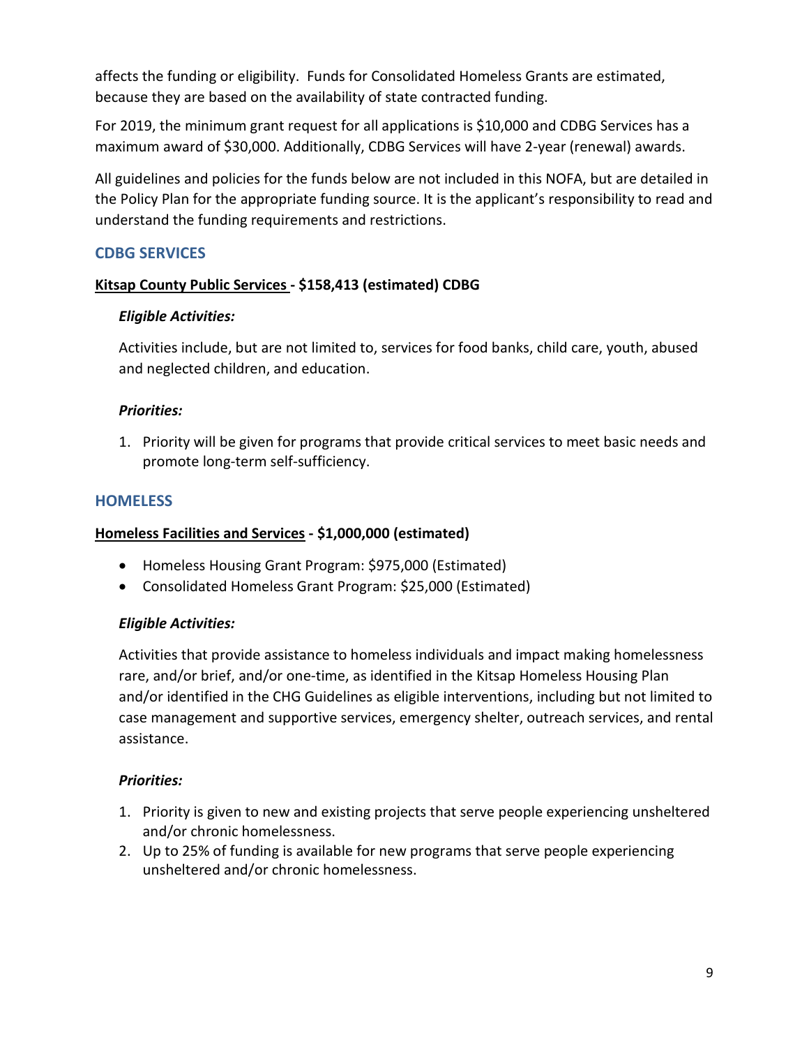affects the funding or eligibility. Funds for Consolidated Homeless Grants are estimated, because they are based on the availability of state contracted funding.

For 2019, the minimum grant request for all applications is $10,000 and CDBG Services has a maximum award of $30,000. Additionally, CDBG Services will have 2-year (renewal) awards.

All guidelines and policies for the funds below are not included in this NOFA, but are detailed in the Policy Plan for the appropriate funding source. It is the applicant's responsibility to read and understand the funding requirements and restrictions.

## CDBG SERVICES

**Kitsap County Public Services - $158,413 (estimated) CDBG**

***Eligible Activities:***

Activities include, but are not limited to, services for food banks, child care, youth, abused and neglected children, and education.

***Priorities:***

1. Priority will be given for programs that provide critical services to meet basic needs and promote long-term self-sufficiency.

## HOMELESS

**Homeless Facilities and Services - $1,000,000 (estimated)**

- Homeless Housing Grant Program: $975,000 (Estimated)
- Consolidated Homeless Grant Program: $25,000 (Estimated)

***Eligible Activities:***

Activities that provide assistance to homeless individuals and impact making homelessness rare, and/or brief, and/or one-time, as identified in the Kitsap Homeless Housing Plan and/or identified in the CHG Guidelines as eligible interventions, including but not limited to case management and supportive services, emergency shelter, outreach services, and rental assistance.

***Priorities:***

1. Priority is given to new and existing projects that serve people experiencing unsheltered and/or chronic homelessness.
2. Up to 25% of funding is available for new programs that serve people experiencing unsheltered and/or chronic homelessness.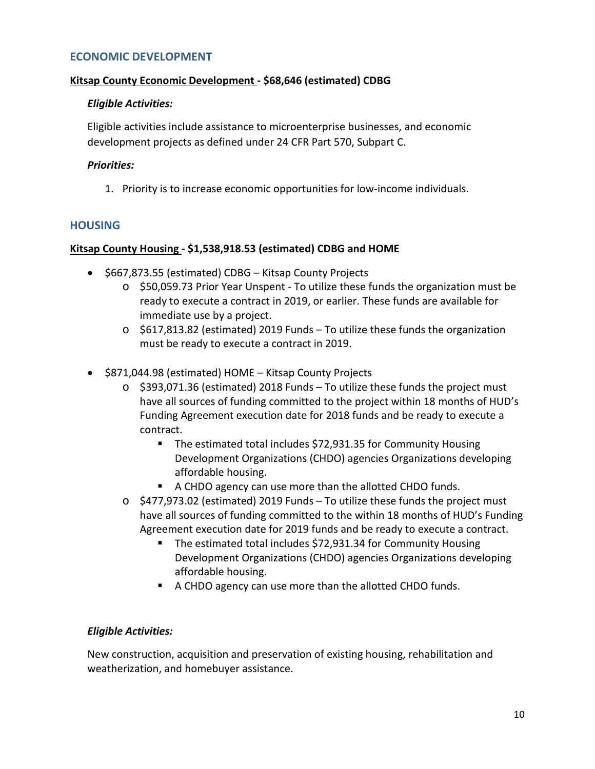## ECONOMIC DEVELOPMENT

**Kitsap County Economic Development - $68,646 (estimated) CDBG**

***Eligible Activities:***

Eligible activities include assistance to microenterprise businesses, and economic development projects as defined under 24 CFR Part 570, Subpart C.

***Priorities:***

1. Priority is to increase economic opportunities for low-income individuals.

## HOUSING

**Kitsap County Housing - $1,538,918.53 (estimated) CDBG and HOME**

- $667,873.55 (estimated) CDBG – Kitsap County Projects
  - $50,059.73 Prior Year Unspent - To utilize these funds the organization must be ready to execute a contract in 2019, or earlier. These funds are available for immediate use by a project.
  - $617,813.82 (estimated) 2019 Funds – To utilize these funds the organization must be ready to execute a contract in 2019.
- $871,044.98 (estimated) HOME – Kitsap County Projects
  - $393,071.36 (estimated) 2018 Funds – To utilize these funds the project must have all sources of funding committed to the project within 18 months of HUD's Funding Agreement execution date for 2018 funds and be ready to execute a contract.
    - The estimated total includes $72,931.35 for Community Housing Development Organizations (CHDO) agencies Organizations developing affordable housing.
    - A CHDO agency can use more than the allotted CHDO funds.
  - $477,973.02 (estimated) 2019 Funds – To utilize these funds the project must have all sources of funding committed to the within 18 months of HUD's Funding Agreement execution date for 2019 funds and be ready to execute a contract.
    - The estimated total includes $72,931.34 for Community Housing Development Organizations (CHDO) agencies Organizations developing affordable housing.
    - A CHDO agency can use more than the allotted CHDO funds.

***Eligible Activities:***

New construction, acquisition and preservation of existing housing, rehabilitation and weatherization, and homebuyer assistance.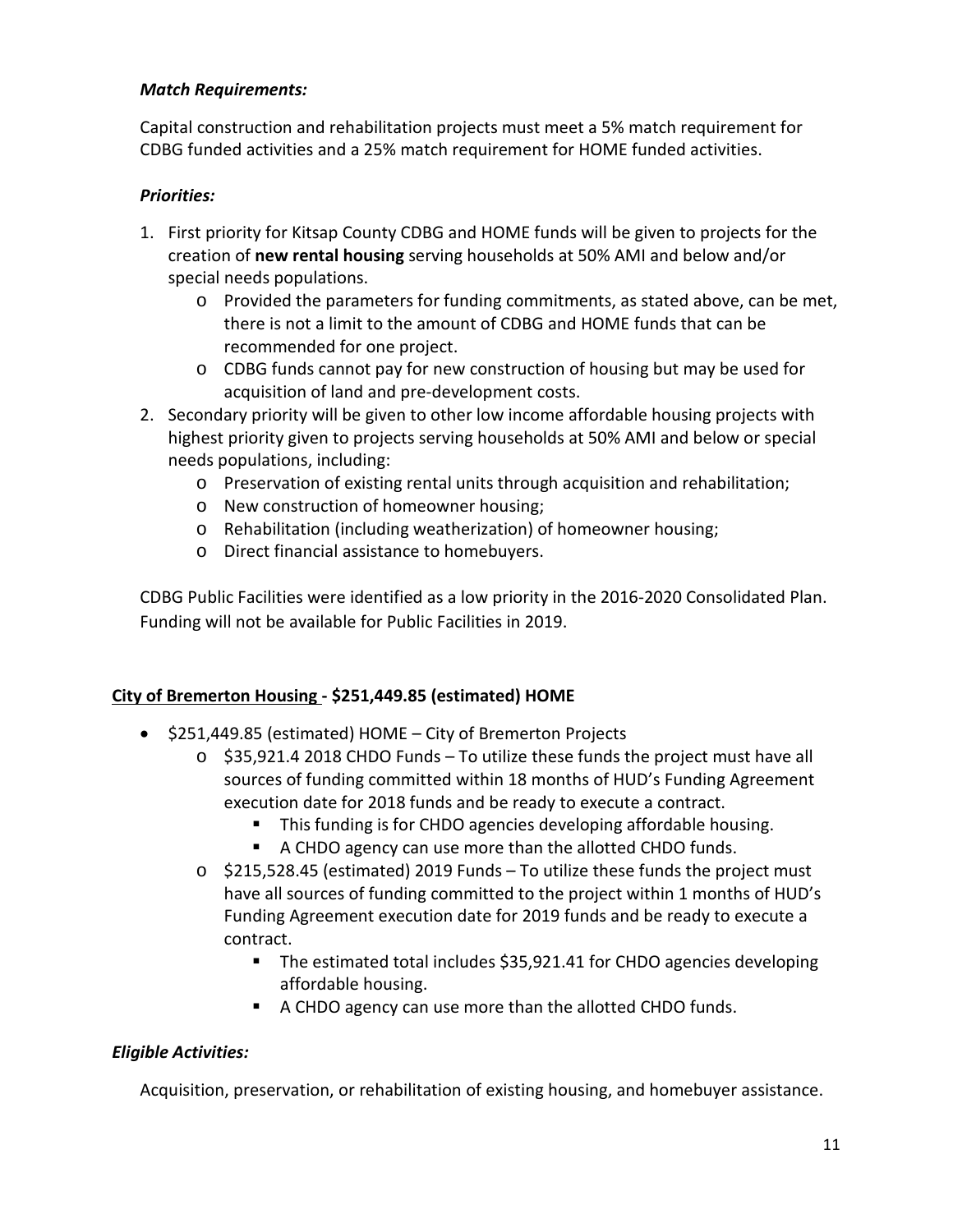### *Match Requirements:*

Capital construction and rehabilitation projects must meet a 5% match requirement for CDBG funded activities and a 25% match requirement for HOME funded activities.

### *Priorities:*

1. First priority for Kitsap County CDBG and HOME funds will be given to projects for the creation of **new rental housing** serving households at 50% AMI and below and/or special needs populations.
   - Provided the parameters for funding commitments, as stated above, can be met, there is not a limit to the amount of CDBG and HOME funds that can be recommended for one project.
   - CDBG funds cannot pay for new construction of housing but may be used for acquisition of land and pre-development costs.
2. Secondary priority will be given to other low income affordable housing projects with highest priority given to projects serving households at 50% AMI and below or special needs populations, including:
   - Preservation of existing rental units through acquisition and rehabilitation;
   - New construction of homeowner housing;
   - Rehabilitation (including weatherization) of homeowner housing;
   - Direct financial assistance to homebuyers.

CDBG Public Facilities were identified as a low priority in the 2016-2020 Consolidated Plan. Funding will not be available for Public Facilities in 2019.

## **City of Bremerton Housing - $251,449.85 (estimated) HOME**

- $251,449.85 (estimated) HOME – City of Bremerton Projects
  - $35,921.4 2018 CHDO Funds – To utilize these funds the project must have all sources of funding committed within 18 months of HUD's Funding Agreement execution date for 2018 funds and be ready to execute a contract.
    - This funding is for CHDO agencies developing affordable housing.
    - A CHDO agency can use more than the allotted CHDO funds.
  - $215,528.45 (estimated) 2019 Funds – To utilize these funds the project must have all sources of funding committed to the project within 1 months of HUD's Funding Agreement execution date for 2019 funds and be ready to execute a contract.
    - The estimated total includes $35,921.41 for CHDO agencies developing affordable housing.
    - A CHDO agency can use more than the allotted CHDO funds.

### *Eligible Activities:*

Acquisition, preservation, or rehabilitation of existing housing, and homebuyer assistance.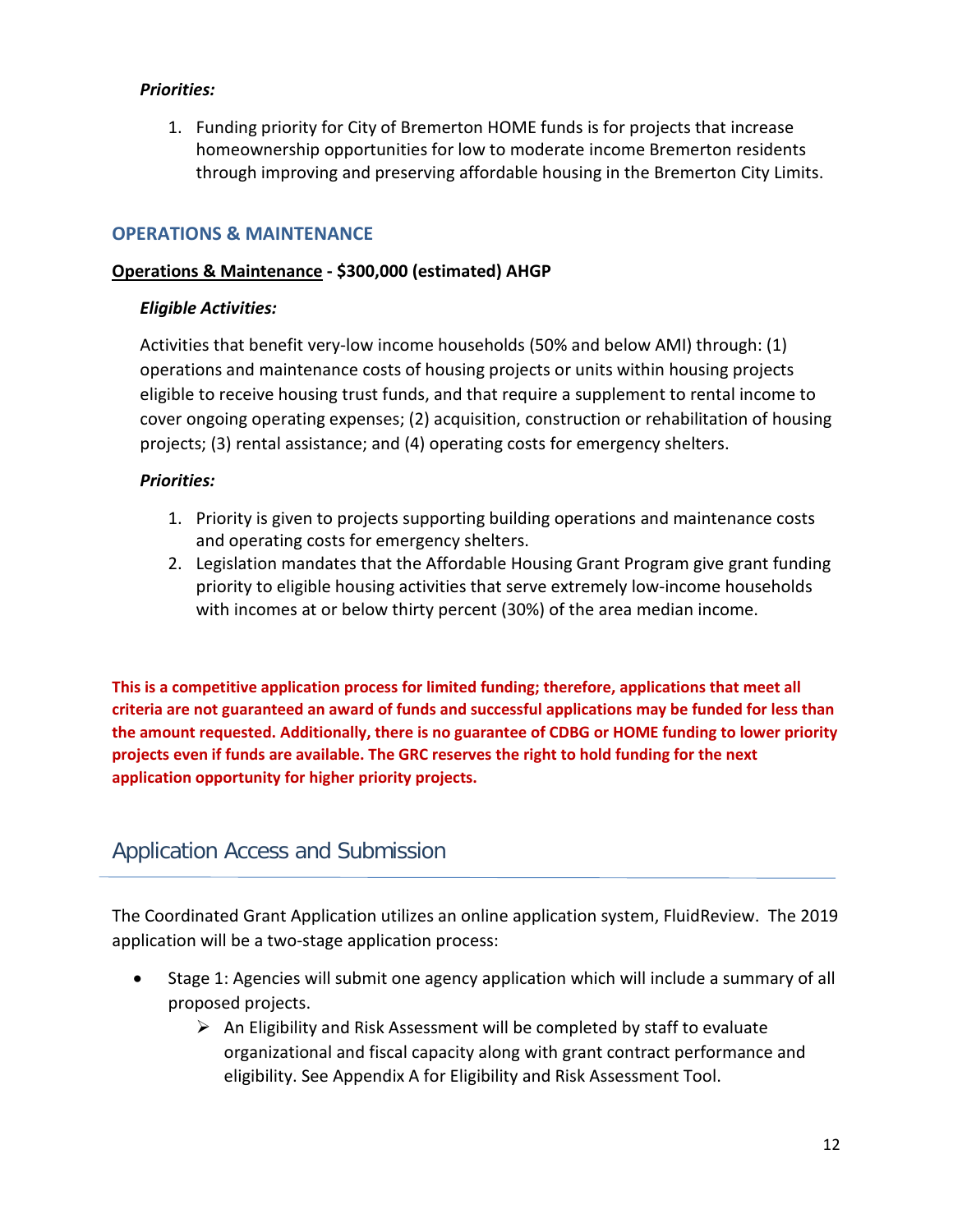*Priorities:*

1. Funding priority for City of Bremerton HOME funds is for projects that increase homeownership opportunities for low to moderate income Bremerton residents through improving and preserving affordable housing in the Bremerton City Limits.

### OPERATIONS & MAINTENANCE

**Operations & Maintenance - $300,000 (estimated) AHGP**

*Eligible Activities:*

Activities that benefit very-low income households (50% and below AMI) through: (1) operations and maintenance costs of housing projects or units within housing projects eligible to receive housing trust funds, and that require a supplement to rental income to cover ongoing operating expenses; (2) acquisition, construction or rehabilitation of housing projects; (3) rental assistance; and (4) operating costs for emergency shelters.

*Priorities:*

1. Priority is given to projects supporting building operations and maintenance costs and operating costs for emergency shelters.
2. Legislation mandates that the Affordable Housing Grant Program give grant funding priority to eligible housing activities that serve extremely low-income households with incomes at or below thirty percent (30%) of the area median income.

**This is a competitive application process for limited funding; therefore, applications that meet all criteria are not guaranteed an award of funds and successful applications may be funded for less than the amount requested. Additionally, there is no guarantee of CDBG or HOME funding to lower priority projects even if funds are available. The GRC reserves the right to hold funding for the next application opportunity for higher priority projects.**

## Application Access and Submission

The Coordinated Grant Application utilizes an online application system, FluidReview. The 2019 application will be a two-stage application process:

- Stage 1: Agencies will submit one agency application which will include a summary of all proposed projects.
  - An Eligibility and Risk Assessment will be completed by staff to evaluate organizational and fiscal capacity along with grant contract performance and eligibility. See Appendix A for Eligibility and Risk Assessment Tool.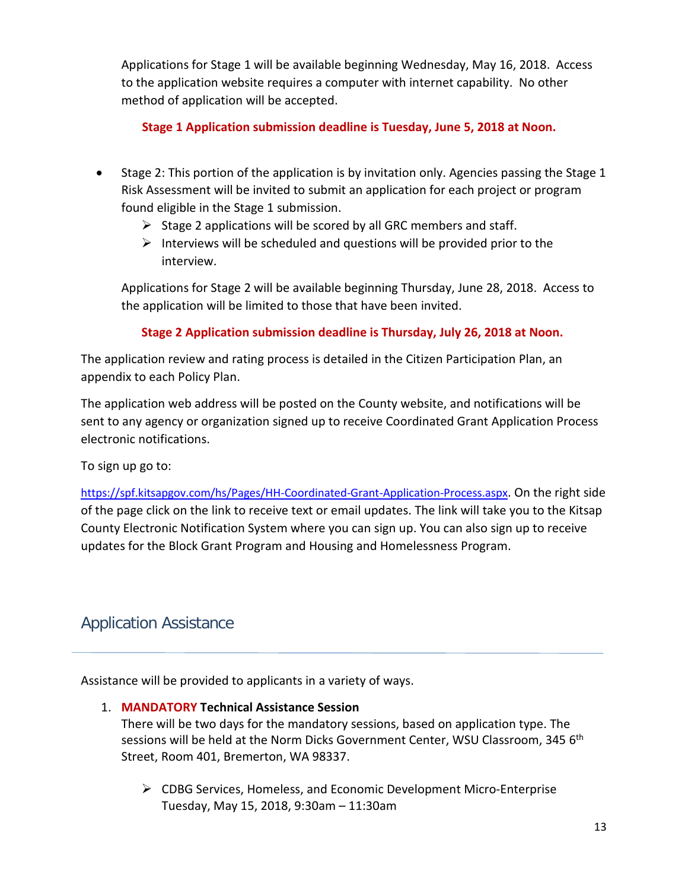Applications for Stage 1 will be available beginning Wednesday, May 16, 2018. Access to the application website requires a computer with internet capability. No other method of application will be accepted.

**Stage 1 Application submission deadline is Tuesday, June 5, 2018 at Noon.**

- Stage 2: This portion of the application is by invitation only. Agencies passing the Stage 1 Risk Assessment will be invited to submit an application for each project or program found eligible in the Stage 1 submission.
  - Stage 2 applications will be scored by all GRC members and staff.
  - Interviews will be scheduled and questions will be provided prior to the interview.

Applications for Stage 2 will be available beginning Thursday, June 28, 2018. Access to the application will be limited to those that have been invited.

**Stage 2 Application submission deadline is Thursday, July 26, 2018 at Noon.**

The application review and rating process is detailed in the Citizen Participation Plan, an appendix to each Policy Plan.

The application web address will be posted on the County website, and notifications will be sent to any agency or organization signed up to receive Coordinated Grant Application Process electronic notifications.

To sign up go to:

https://spf.kitsapgov.com/hs/Pages/HH-Coordinated-Grant-Application-Process.aspx. On the right side of the page click on the link to receive text or email updates. The link will take you to the Kitsap County Electronic Notification System where you can sign up. You can also sign up to receive updates for the Block Grant Program and Housing and Homelessness Program.

## Application Assistance

Assistance will be provided to applicants in a variety of ways.

1. **MANDATORY Technical Assistance Session**
   There will be two days for the mandatory sessions, based on application type. The sessions will be held at the Norm Dicks Government Center, WSU Classroom, 345 6th Street, Room 401, Bremerton, WA 98337.

   - CDBG Services, Homeless, and Economic Development Micro-Enterprise
     Tuesday, May 15, 2018, 9:30am – 11:30am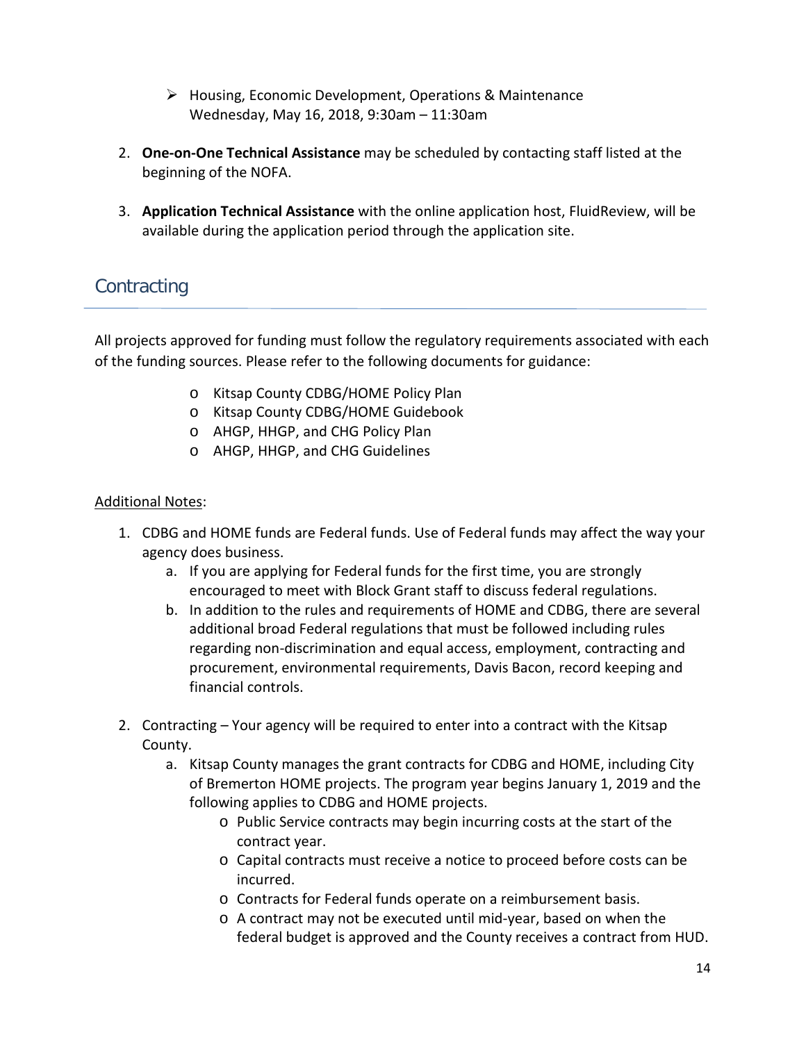- Housing, Economic Development, Operations & Maintenance
  Wednesday, May 16, 2018, 9:30am – 11:30am

2. **One-on-One Technical Assistance** may be scheduled by contacting staff listed at the beginning of the NOFA.

3. **Application Technical Assistance** with the online application host, FluidReview, will be available during the application period through the application site.

## Contracting

All projects approved for funding must follow the regulatory requirements associated with each of the funding sources. Please refer to the following documents for guidance:

- Kitsap County CDBG/HOME Policy Plan
- Kitsap County CDBG/HOME Guidebook
- AHGP, HHGP, and CHG Policy Plan
- AHGP, HHGP, and CHG Guidelines

Additional Notes:

1. CDBG and HOME funds are Federal funds. Use of Federal funds may affect the way your agency does business.
   a. If you are applying for Federal funds for the first time, you are strongly encouraged to meet with Block Grant staff to discuss federal regulations.
   b. In addition to the rules and requirements of HOME and CDBG, there are several additional broad Federal regulations that must be followed including rules regarding non-discrimination and equal access, employment, contracting and procurement, environmental requirements, Davis Bacon, record keeping and financial controls.

2. Contracting – Your agency will be required to enter into a contract with the Kitsap County.
   a. Kitsap County manages the grant contracts for CDBG and HOME, including City of Bremerton HOME projects. The program year begins January 1, 2019 and the following applies to CDBG and HOME projects.
      - Public Service contracts may begin incurring costs at the start of the contract year.
      - Capital contracts must receive a notice to proceed before costs can be incurred.
      - Contracts for Federal funds operate on a reimbursement basis.
      - A contract may not be executed until mid-year, based on when the federal budget is approved and the County receives a contract from HUD.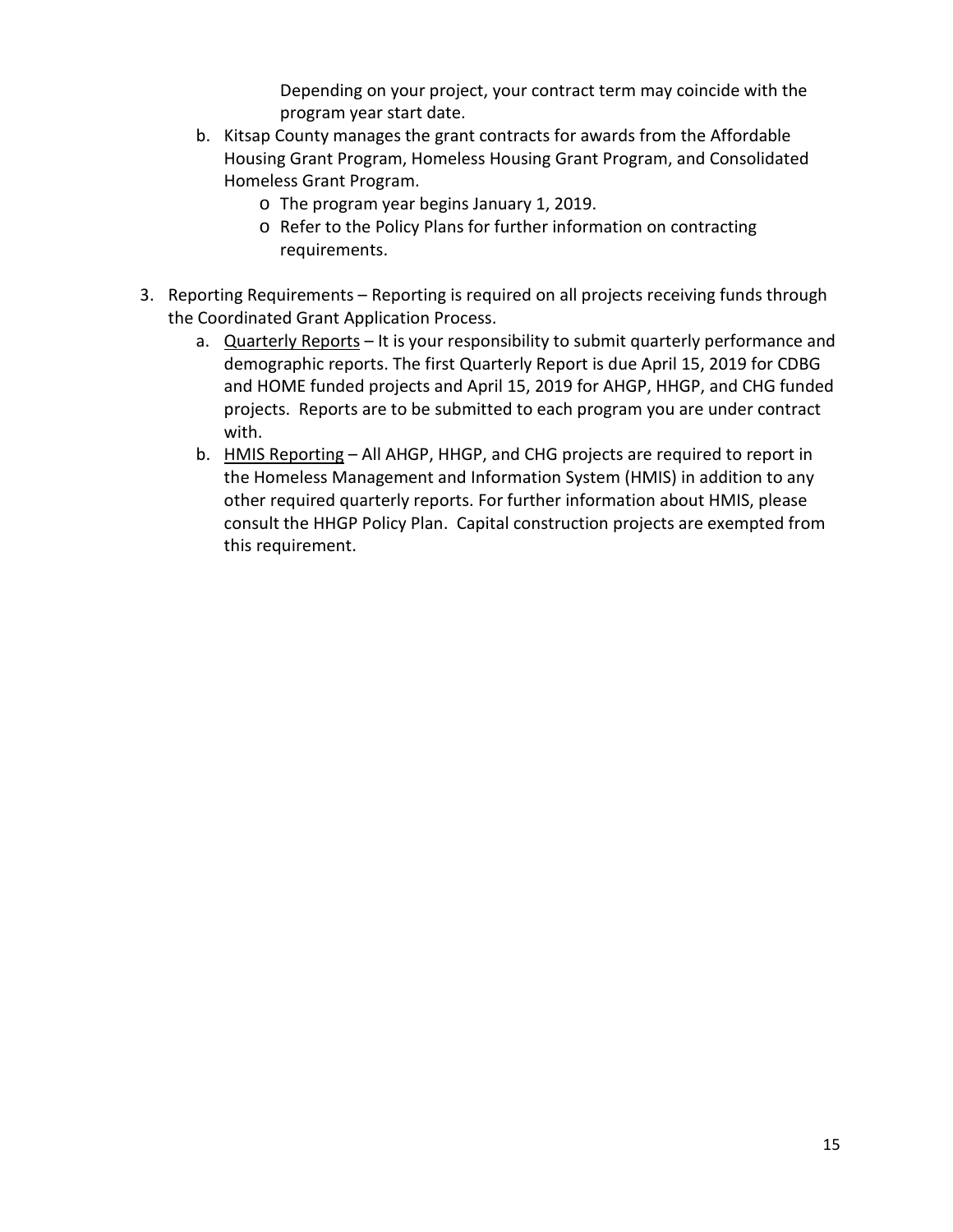Depending on your project, your contract term may coincide with the program year start date.

b. Kitsap County manages the grant contracts for awards from the Affordable Housing Grant Program, Homeless Housing Grant Program, and Consolidated Homeless Grant Program.
    - The program year begins January 1, 2019.
    - Refer to the Policy Plans for further information on contracting requirements.

3. Reporting Requirements – Reporting is required on all projects receiving funds through the Coordinated Grant Application Process.
    a. Quarterly Reports – It is your responsibility to submit quarterly performance and demographic reports. The first Quarterly Report is due April 15, 2019 for CDBG and HOME funded projects and April 15, 2019 for AHGP, HHGP, and CHG funded projects. Reports are to be submitted to each program you are under contract with.
    b. HMIS Reporting – All AHGP, HHGP, and CHG projects are required to report in the Homeless Management and Information System (HMIS) in addition to any other required quarterly reports. For further information about HMIS, please consult the HHGP Policy Plan. Capital construction projects are exempted from this requirement.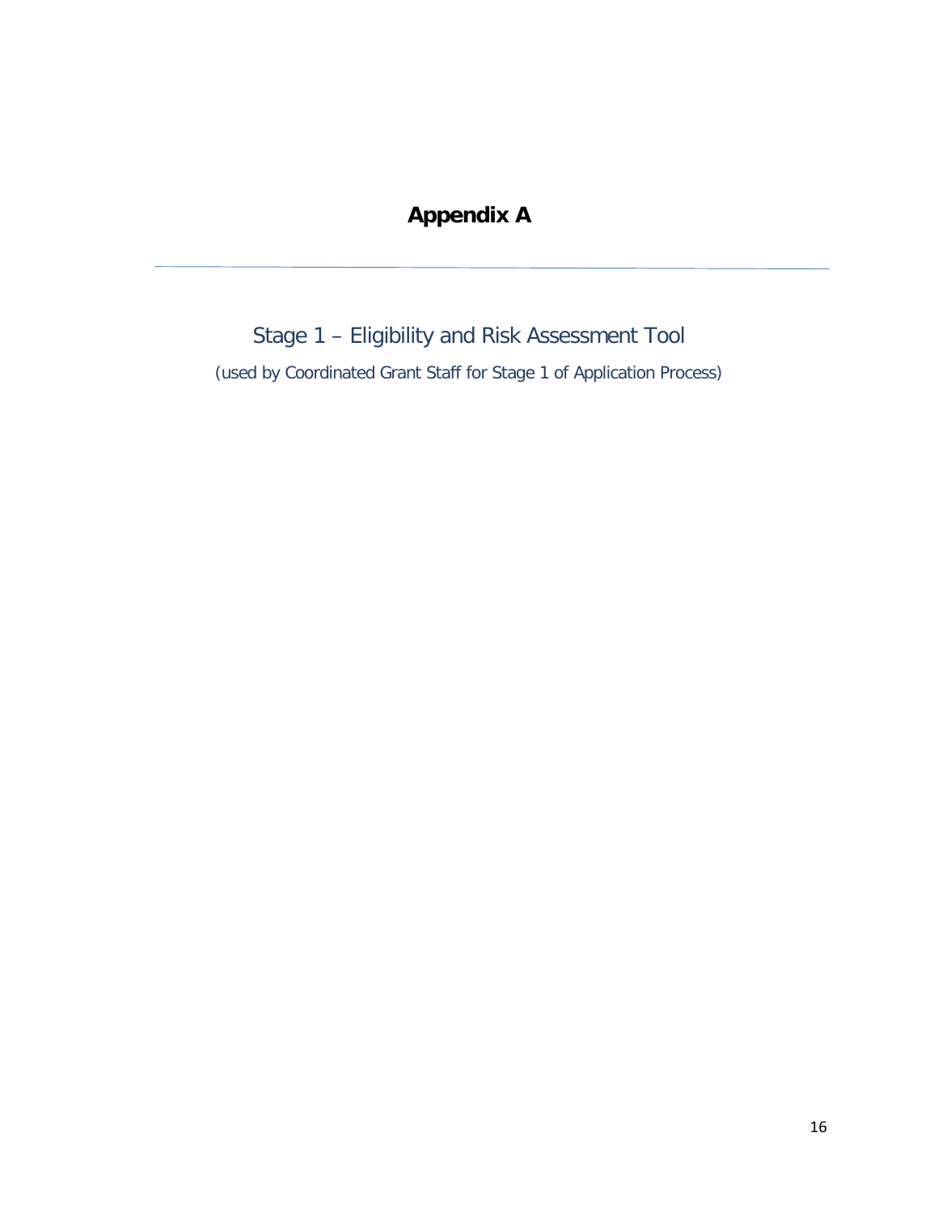# Appendix A

---

## Stage 1 – Eligibility and Risk Assessment Tool

(used by Coordinated Grant Staff for Stage 1 of Application Process)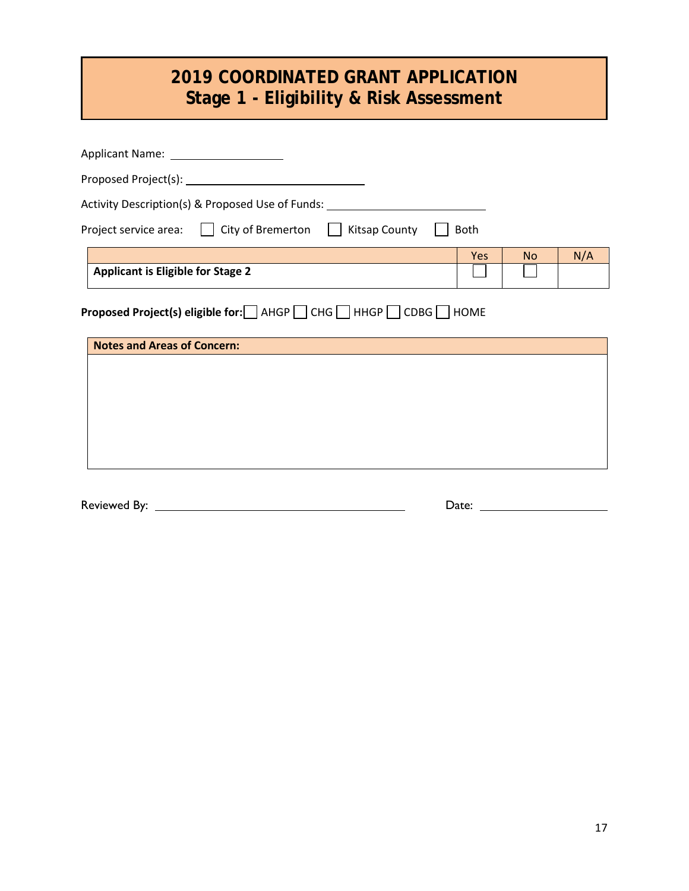# 2019 COORDINATED GRANT APPLICATION
## Stage 1 - Eligibility & Risk Assessment

Applicant Name: ____________________

Proposed Project(s): ______________________________

Activity Description(s) & Proposed Use of Funds: ____________________________

Project service area: ☐ City of Bremerton ☐ Kitsap County ☐ Both

| | Yes | No | N/A |
|---|---|---|---|
| **Applicant is Eligible for Stage 2** | ☐ | ☐ | |

**Proposed Project(s) eligible for:** ☐ AHGP ☐ CHG ☐ HHGP ☐ CDBG ☐ HOME

| **Notes and Areas of Concern:** |
|---|
| |

Reviewed By: ______________________________ Date: ____________________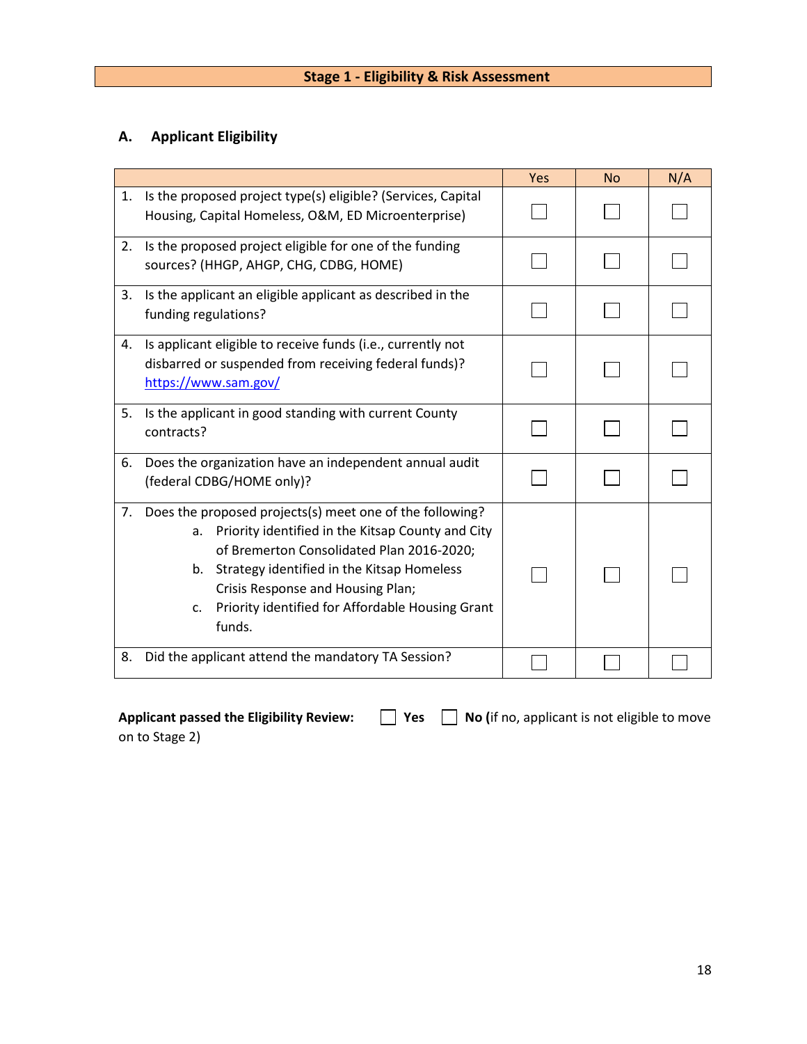## Stage 1 - Eligibility & Risk Assessment

### A. Applicant Eligibility

| | Yes | No | N/A |
|---|---|---|---|
| 1. Is the proposed project type(s) eligible? (Services, Capital Housing, Capital Homeless, O&M, ED Microenterprise) | ☐ | ☐ | ☐ |
| 2. Is the proposed project eligible for one of the funding sources? (HHGP, AHGP, CHG, CDBG, HOME) | ☐ | ☐ | ☐ |
| 3. Is the applicant an eligible applicant as described in the funding regulations? | ☐ | ☐ | ☐ |
| 4. Is applicant eligible to receive funds (i.e., currently not disbarred or suspended from receiving federal funds)? https://www.sam.gov/ | ☐ | ☐ | ☐ |
| 5. Is the applicant in good standing with current County contracts? | ☐ | ☐ | ☐ |
| 6. Does the organization have an independent annual audit (federal CDBG/HOME only)? | ☐ | ☐ | ☐ |
| 7. Does the proposed projects(s) meet one of the following?<br>a. Priority identified in the Kitsap County and City of Bremerton Consolidated Plan 2016-2020;<br>b. Strategy identified in the Kitsap Homeless Crisis Response and Housing Plan;<br>c. Priority identified for Affordable Housing Grant funds. | ☐ | ☐ | ☐ |
| 8. Did the applicant attend the mandatory TA Session? | ☐ | ☐ | ☐ |

**Applicant passed the Eligibility Review:** ☐ **Yes** ☐ **No (**if no, applicant is not eligible to move on to Stage 2)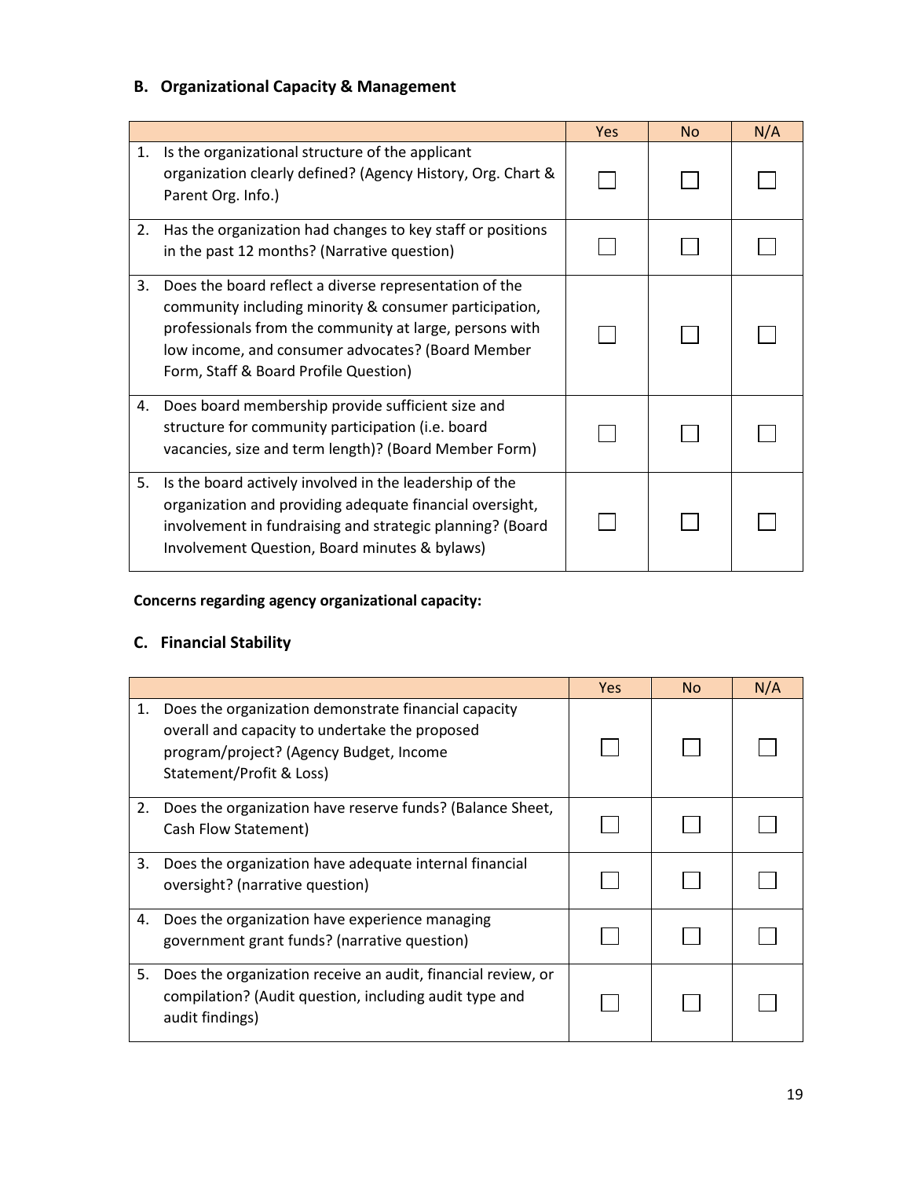## B. Organizational Capacity & Management

| | Yes | No | N/A |
|---|---|---|---|
| 1. Is the organizational structure of the applicant organization clearly defined? (Agency History, Org. Chart & Parent Org. Info.) | ☐ | ☐ | ☐ |
| 2. Has the organization had changes to key staff or positions in the past 12 months? (Narrative question) | ☐ | ☐ | ☐ |
| 3. Does the board reflect a diverse representation of the community including minority & consumer participation, professionals from the community at large, persons with low income, and consumer advocates? (Board Member Form, Staff & Board Profile Question) | ☐ | ☐ | ☐ |
| 4. Does board membership provide sufficient size and structure for community participation (i.e. board vacancies, size and term length)? (Board Member Form) | ☐ | ☐ | ☐ |
| 5. Is the board actively involved in the leadership of the organization and providing adequate financial oversight, involvement in fundraising and strategic planning? (Board Involvement Question, Board minutes & bylaws) | ☐ | ☐ | ☐ |

**Concerns regarding agency organizational capacity:**

## C. Financial Stability

| | Yes | No | N/A |
|---|---|---|---|
| 1. Does the organization demonstrate financial capacity overall and capacity to undertake the proposed program/project? (Agency Budget, Income Statement/Profit & Loss) | ☐ | ☐ | ☐ |
| 2. Does the organization have reserve funds? (Balance Sheet, Cash Flow Statement) | ☐ | ☐ | ☐ |
| 3. Does the organization have adequate internal financial oversight? (narrative question) | ☐ | ☐ | ☐ |
| 4. Does the organization have experience managing government grant funds? (narrative question) | ☐ | ☐ | ☐ |
| 5. Does the organization receive an audit, financial review, or compilation? (Audit question, including audit type and audit findings) | ☐ | ☐ | ☐ |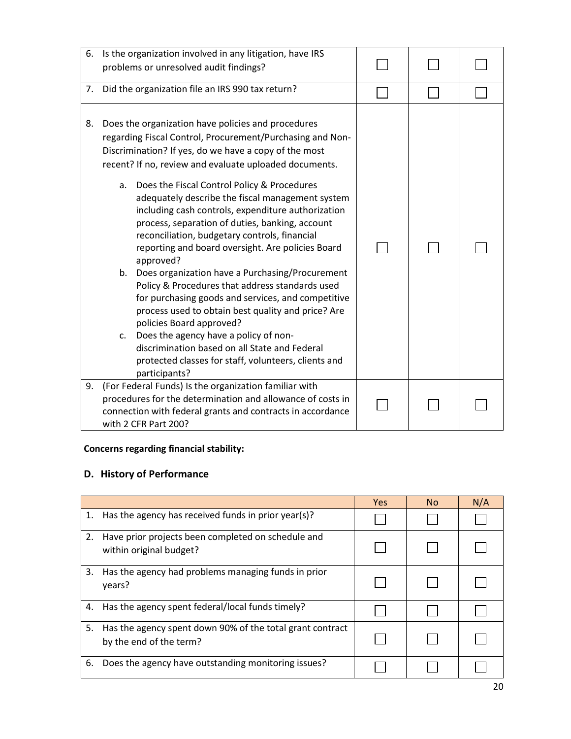| | | | |
|---|---|---|---|
| 6. Is the organization involved in any litigation, have IRS problems or unresolved audit findings? | ☐ | ☐ | ☐ |
| 7. Did the organization file an IRS 990 tax return? | ☐ | ☐ | ☐ |
| 8. Does the organization have policies and procedures regarding Fiscal Control, Procurement/Purchasing and Non-Discrimination? If yes, do we have a copy of the most recent? If no, review and evaluate uploaded documents.<br><br>a. Does the Fiscal Control Policy & Procedures adequately describe the fiscal management system including cash controls, expenditure authorization process, separation of duties, banking, account reconciliation, budgetary controls, financial reporting and board oversight. Are policies Board approved?<br>b. Does organization have a Purchasing/Procurement Policy & Procedures that address standards used for purchasing goods and services, and competitive process used to obtain best quality and price? Are policies Board approved?<br>c. Does the agency have a policy of non-discrimination based on all State and Federal protected classes for staff, volunteers, clients and participants? | ☐ | ☐ | ☐ |
| 9. (For Federal Funds) Is the organization familiar with procedures for the determination and allowance of costs in connection with federal grants and contracts in accordance with 2 CFR Part 200? | ☐ | ☐ | ☐ |

**Concerns regarding financial stability:**

## D. History of Performance

| | Yes | No | N/A |
|---|---|---|---|
| 1. Has the agency has received funds in prior year(s)? | ☐ | ☐ | ☐ |
| 2. Have prior projects been completed on schedule and within original budget? | ☐ | ☐ | ☐ |
| 3. Has the agency had problems managing funds in prior years? | ☐ | ☐ | ☐ |
| 4. Has the agency spent federal/local funds timely? | ☐ | ☐ | ☐ |
| 5. Has the agency spent down 90% of the total grant contract by the end of the term? | ☐ | ☐ | ☐ |
| 6. Does the agency have outstanding monitoring issues? | ☐ | ☐ | ☐ |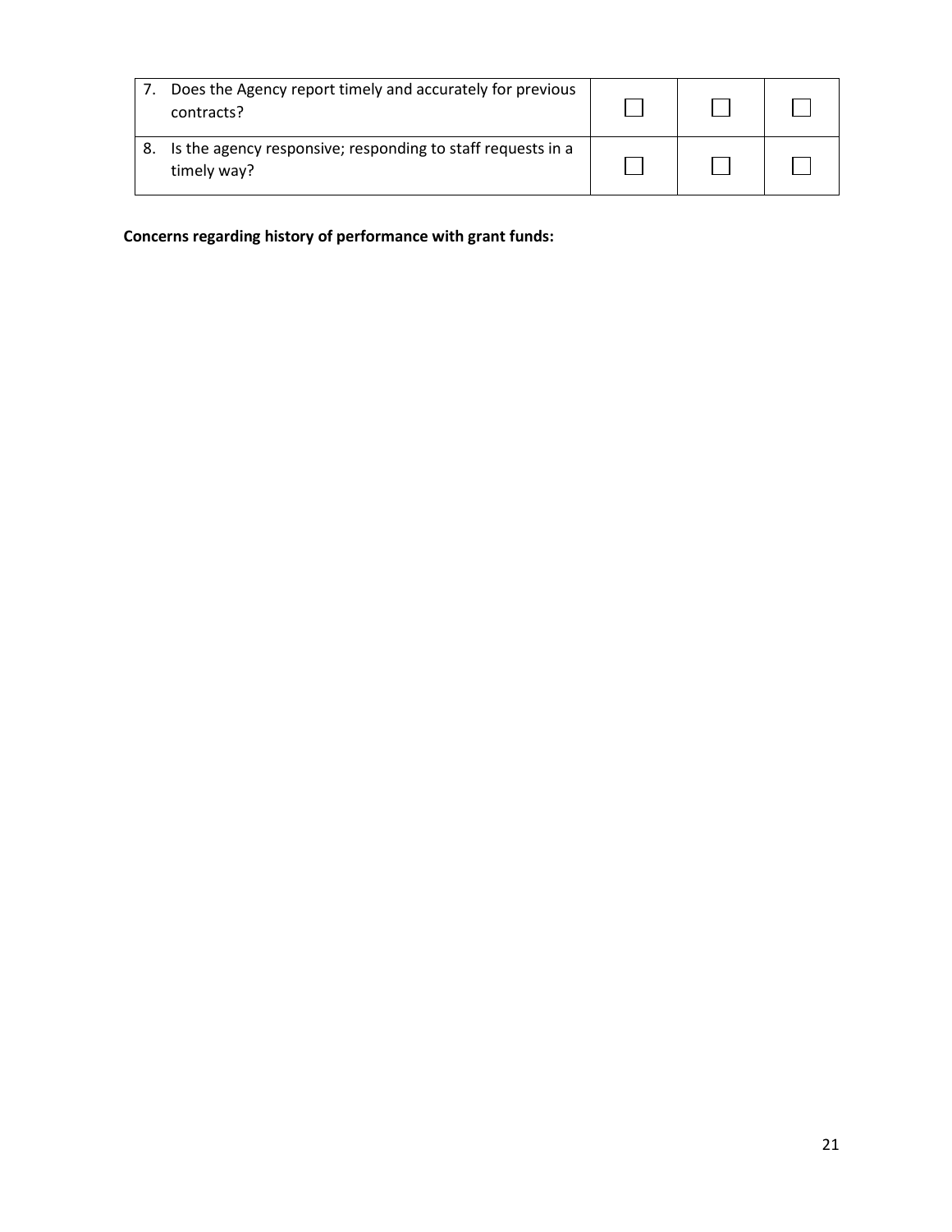| | | | |
|---|---|---|---|
| 7. Does the Agency report timely and accurately for previous contracts? | ☐ | ☐ | ☐ |
| 8. Is the agency responsive; responding to staff requests in a timely way? | ☐ | ☐ | ☐ |

**Concerns regarding history of performance with grant funds:**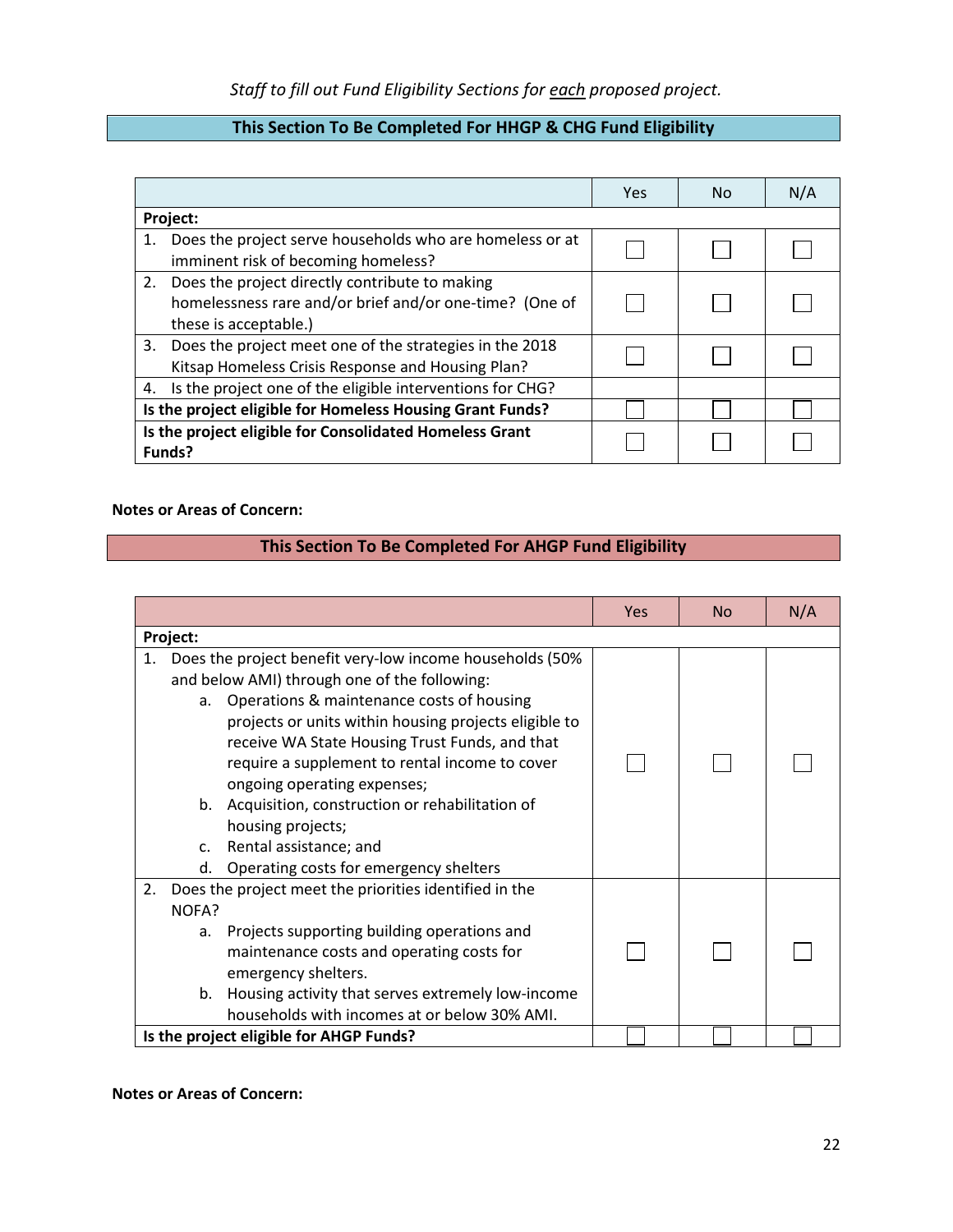*Staff to fill out Fund Eligibility Sections for each proposed project.*

## This Section To Be Completed For HHGP & CHG Fund Eligibility

| | Yes | No | N/A |
|---|---|---|---|
| **Project:** | | | |
| 1. Does the project serve households who are homeless or at imminent risk of becoming homeless? | ☐ | ☐ | ☐ |
| 2. Does the project directly contribute to making homelessness rare and/or brief and/or one-time? (One of these is acceptable.) | ☐ | ☐ | ☐ |
| 3. Does the project meet one of the strategies in the 2018 Kitsap Homeless Crisis Response and Housing Plan? | ☐ | ☐ | ☐ |
| 4. Is the project one of the eligible interventions for CHG? | | | |
| **Is the project eligible for Homeless Housing Grant Funds?** | ☐ | ☐ | ☐ |
| **Is the project eligible for Consolidated Homeless Grant Funds?** | ☐ | ☐ | ☐ |

**Notes or Areas of Concern:**

## This Section To Be Completed For AHGP Fund Eligibility

| | Yes | No | N/A |
|---|---|---|---|
| **Project:** | | | |
| 1. Does the project benefit very-low income households (50% and below AMI) through one of the following:<br>a. Operations & maintenance costs of housing projects or units within housing projects eligible to receive WA State Housing Trust Funds, and that require a supplement to rental income to cover ongoing operating expenses;<br>b. Acquisition, construction or rehabilitation of housing projects;<br>c. Rental assistance; and<br>d. Operating costs for emergency shelters | ☐ | ☐ | ☐ |
| 2. Does the project meet the priorities identified in the NOFA?<br>a. Projects supporting building operations and maintenance costs and operating costs for emergency shelters.<br>b. Housing activity that serves extremely low-income households with incomes at or below 30% AMI. | ☐ | ☐ | ☐ |
| **Is the project eligible for AHGP Funds?** | ☐ | ☐ | ☐ |

**Notes or Areas of Concern:**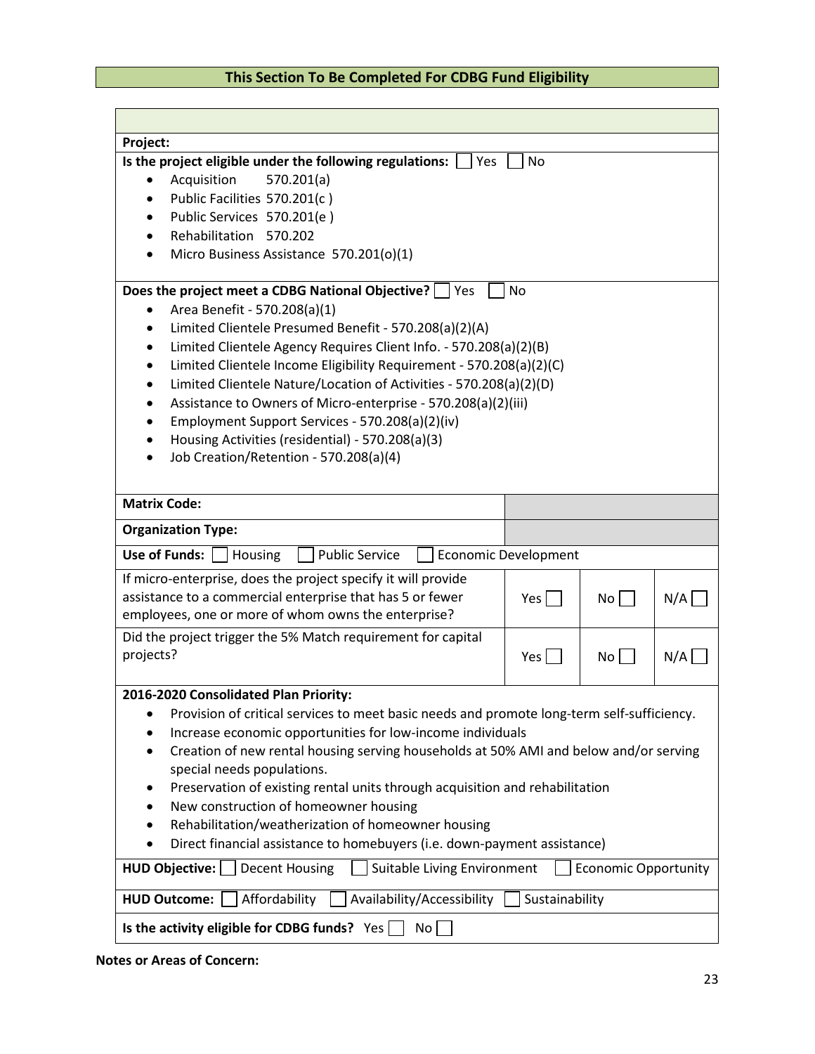## This Section To Be Completed For CDBG Fund Eligibility

**Project:**

**Is the project eligible under the following regulations:** ☐ Yes ☐ No

- Acquisition 570.201(a)
- Public Facilities 570.201(c )
- Public Services 570.201(e )
- Rehabilitation 570.202
- Micro Business Assistance 570.201(o)(1)

**Does the project meet a CDBG National Objective?** ☐ Yes ☐ No

- Area Benefit - 570.208(a)(1)
- Limited Clientele Presumed Benefit - 570.208(a)(2)(A)
- Limited Clientele Agency Requires Client Info. - 570.208(a)(2)(B)
- Limited Clientele Income Eligibility Requirement - 570.208(a)(2)(C)
- Limited Clientele Nature/Location of Activities - 570.208(a)(2)(D)
- Assistance to Owners of Micro-enterprise - 570.208(a)(2)(iii)
- Employment Support Services - 570.208(a)(2)(iv)
- Housing Activities (residential) - 570.208(a)(3)
- Job Creation/Retention - 570.208(a)(4)

| | |
|---|---|
| **Matrix Code:** | |
| **Organization Type:** | |

**Use of Funds:** ☐ Housing ☐ Public Service ☐ Economic Development

| | | | |
|---|---|---|---|
| If micro-enterprise, does the project specify it will provide assistance to a commercial enterprise that has 5 or fewer employees, one or more of whom owns the enterprise? | Yes ☐ | No ☐ | N/A ☐ |
| Did the project trigger the 5% Match requirement for capital projects? | Yes ☐ | No ☐ | N/A ☐ |

**2016-2020 Consolidated Plan Priority:**

- Provision of critical services to meet basic needs and promote long-term self-sufficiency.
- Increase economic opportunities for low-income individuals
- Creation of new rental housing serving households at 50% AMI and below and/or serving special needs populations.
- Preservation of existing rental units through acquisition and rehabilitation
- New construction of homeowner housing
- Rehabilitation/weatherization of homeowner housing
- Direct financial assistance to homebuyers (i.e. down-payment assistance)

**HUD Objective:** ☐ Decent Housing ☐ Suitable Living Environment ☐ Economic Opportunity

**HUD Outcome:** ☐ Affordability ☐ Availability/Accessibility ☐ Sustainability

**Is the activity eligible for CDBG funds?** Yes ☐ No ☐

**Notes or Areas of Concern:**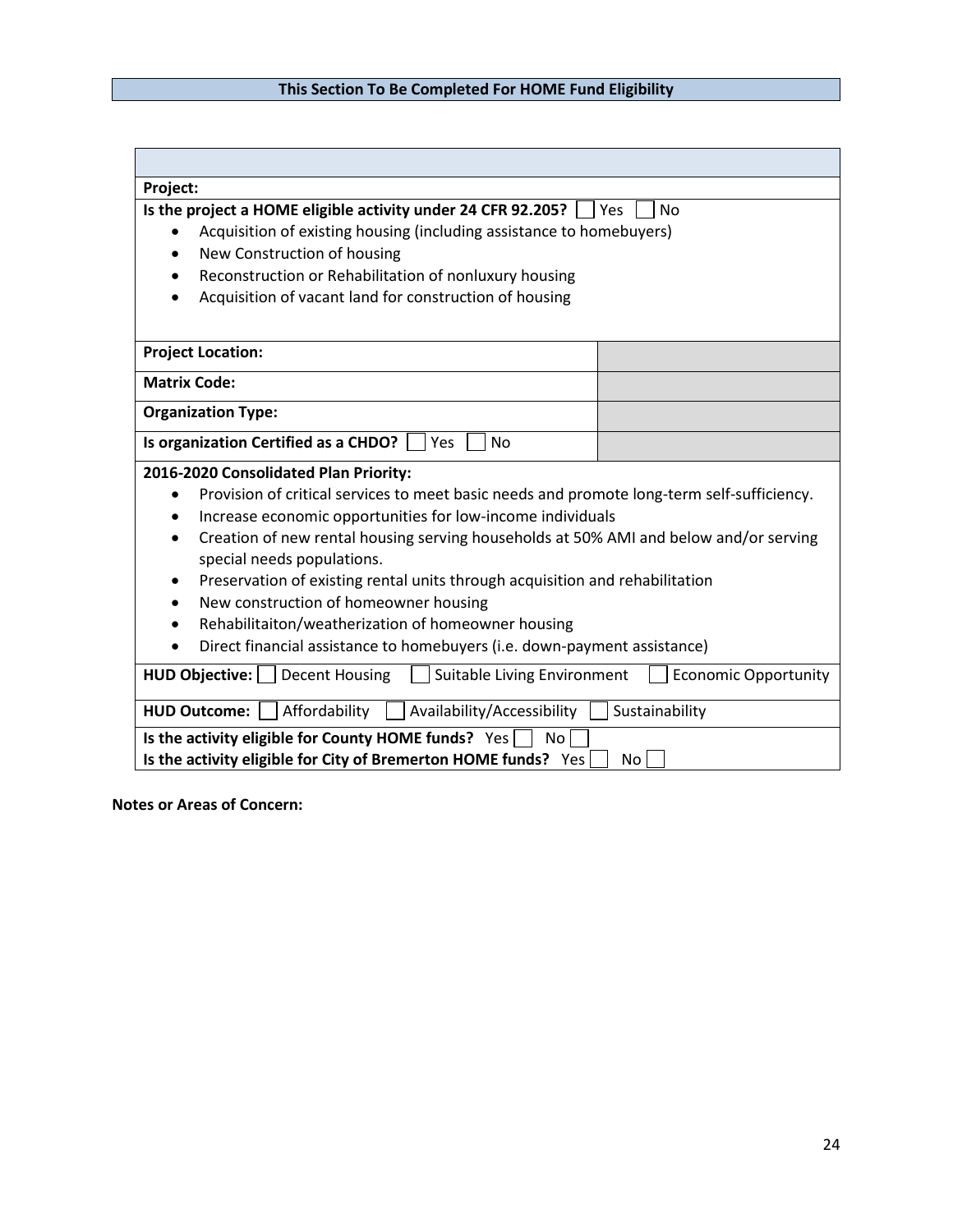**This Section To Be Completed For HOME Fund Eligibility**

**Project:**

**Is the project a HOME eligible activity under 24 CFR 92.205?** ☐ Yes ☐ No

- Acquisition of existing housing (including assistance to homebuyers)
- New Construction of housing
- Reconstruction or Rehabilitation of nonluxury housing
- Acquisition of vacant land for construction of housing

| | |
|---|---|
| **Project Location:** | |
| **Matrix Code:** | |
| **Organization Type:** | |
| **Is organization Certified as a CHDO?** ☐ Yes ☐ No | |

**2016-2020 Consolidated Plan Priority:**

- Provision of critical services to meet basic needs and promote long-term self-sufficiency.
- Increase economic opportunities for low-income individuals
- Creation of new rental housing serving households at 50% AMI and below and/or serving special needs populations.
- Preservation of existing rental units through acquisition and rehabilitation
- New construction of homeowner housing
- Rehabilitaiton/weatherization of homeowner housing
- Direct financial assistance to homebuyers (i.e. down-payment assistance)

**HUD Objective:** ☐ Decent Housing ☐ Suitable Living Environment ☐ Economic Opportunity

**HUD Outcome:** ☐ Affordability ☐ Availability/Accessibility ☐ Sustainability

**Is the activity eligible for County HOME funds?** Yes ☐ No ☐

**Is the activity eligible for City of Bremerton HOME funds?** Yes ☐ No ☐

**Notes or Areas of Concern:**